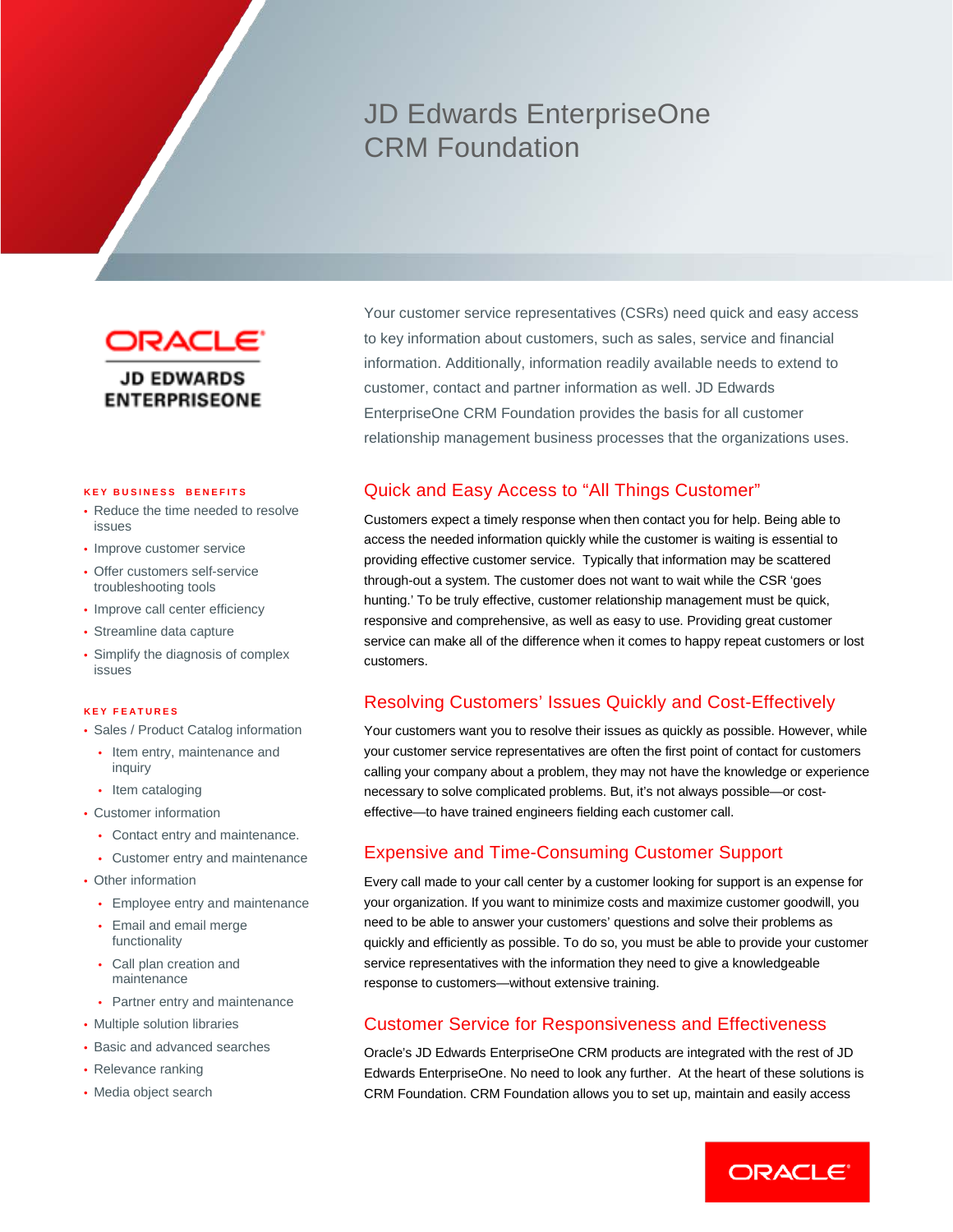# JD Edwards EnterpriseOne CRM Foundation

ORACLE
JD EDWARDS ENTERPRISEONE

Your customer service representatives (CSRs) need quick and easy access to key information about customers, such as sales, service and financial information. Additionally, information readily available needs to extend to customer, contact and partner information as well. JD Edwards EnterpriseOne CRM Foundation provides the basis for all customer relationship management business processes that the organizations uses.

**KEY BUSINESS BENEFITS**

- Reduce the time needed to resolve issues
- Improve customer service
- Offer customers self-service troubleshooting tools
- Improve call center efficiency
- Streamline data capture
- Simplify the diagnosis of complex issues

**KEY FEATURES**

- Sales / Product Catalog information
  - Item entry, maintenance and inquiry
  - Item cataloging
- Customer information
  - Contact entry and maintenance.
  - Customer entry and maintenance
- Other information
  - Employee entry and maintenance
  - Email and email merge functionality
  - Call plan creation and maintenance
  - Partner entry and maintenance
- Multiple solution libraries
- Basic and advanced searches
- Relevance ranking
- Media object search

## Quick and Easy Access to "All Things Customer"

Customers expect a timely response when then contact you for help. Being able to access the needed information quickly while the customer is waiting is essential to providing effective customer service. Typically that information may be scattered through-out a system. The customer does not want to wait while the CSR 'goes hunting.' To be truly effective, customer relationship management must be quick, responsive and comprehensive, as well as easy to use. Providing great customer service can make all of the difference when it comes to happy repeat customers or lost customers.

## Resolving Customers' Issues Quickly and Cost-Effectively

Your customers want you to resolve their issues as quickly as possible. However, while your customer service representatives are often the first point of contact for customers calling your company about a problem, they may not have the knowledge or experience necessary to solve complicated problems. But, it's not always possible—or cost-effective—to have trained engineers fielding each customer call.

## Expensive and Time-Consuming Customer Support

Every call made to your call center by a customer looking for support is an expense for your organization. If you want to minimize costs and maximize customer goodwill, you need to be able to answer your customers' questions and solve their problems as quickly and efficiently as possible. To do so, you must be able to provide your customer service representatives with the information they need to give a knowledgeable response to customers—without extensive training.

## Customer Service for Responsiveness and Effectiveness

Oracle's JD Edwards EnterpriseOne CRM products are integrated with the rest of JD Edwards EnterpriseOne. No need to look any further. At the heart of these solutions is CRM Foundation. CRM Foundation allows you to set up, maintain and easily access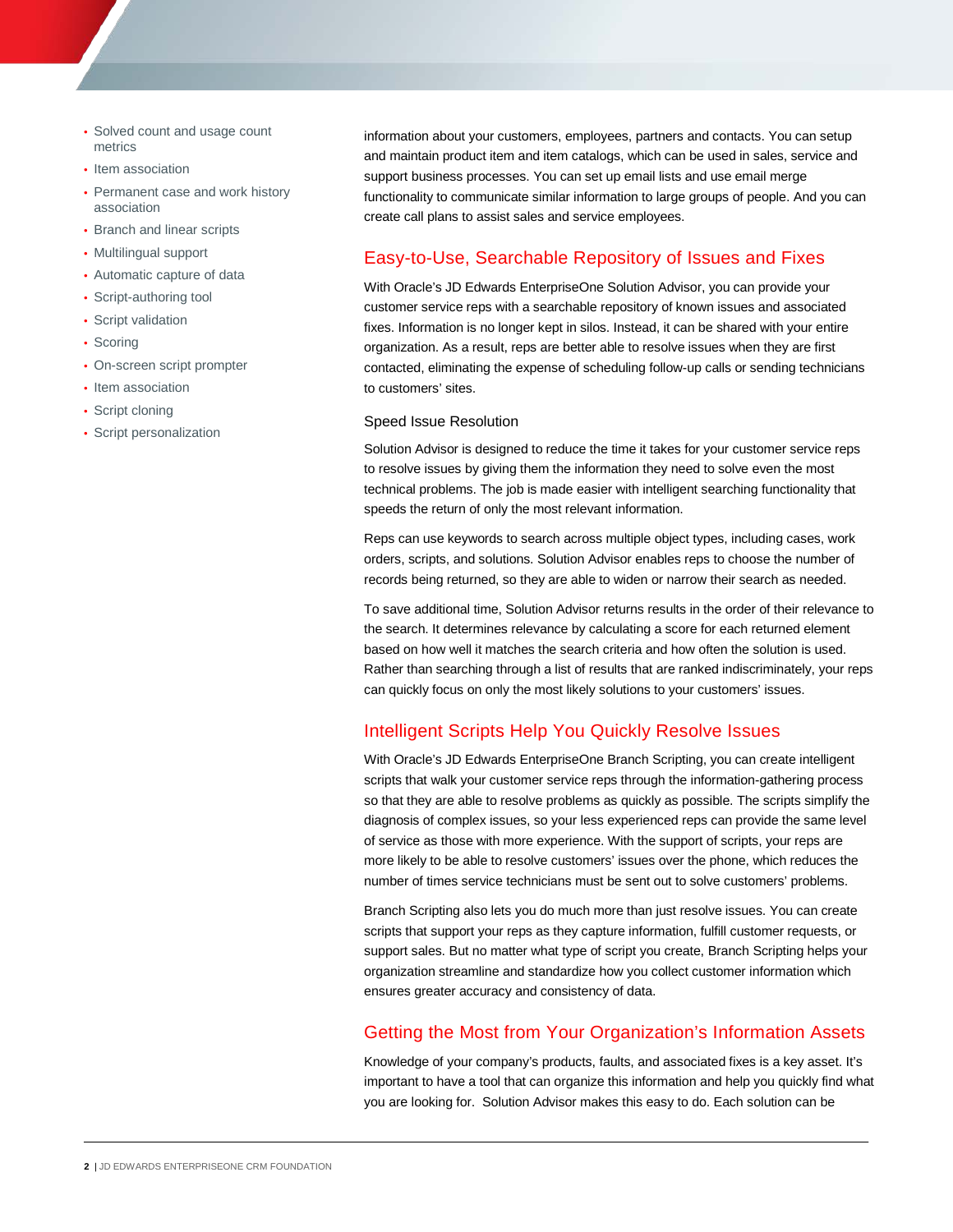- Solved count and usage count metrics
- Item association
- Permanent case and work history association
- Branch and linear scripts
- Multilingual support
- Automatic capture of data
- Script-authoring tool
- Script validation
- Scoring
- On-screen script prompter
- Item association
- Script cloning
- Script personalization

information about your customers, employees, partners and contacts. You can setup and maintain product item and item catalogs, which can be used in sales, service and support business processes. You can set up email lists and use email merge functionality to communicate similar information to large groups of people. And you can create call plans to assist sales and service employees.

## Easy-to-Use, Searchable Repository of Issues and Fixes

With Oracle's JD Edwards EnterpriseOne Solution Advisor, you can provide your customer service reps with a searchable repository of known issues and associated fixes. Information is no longer kept in silos. Instead, it can be shared with your entire organization. As a result, reps are better able to resolve issues when they are first contacted, eliminating the expense of scheduling follow-up calls or sending technicians to customers' sites.

### Speed Issue Resolution

Solution Advisor is designed to reduce the time it takes for your customer service reps to resolve issues by giving them the information they need to solve even the most technical problems. The job is made easier with intelligent searching functionality that speeds the return of only the most relevant information.

Reps can use keywords to search across multiple object types, including cases, work orders, scripts, and solutions. Solution Advisor enables reps to choose the number of records being returned, so they are able to widen or narrow their search as needed.

To save additional time, Solution Advisor returns results in the order of their relevance to the search. It determines relevance by calculating a score for each returned element based on how well it matches the search criteria and how often the solution is used. Rather than searching through a list of results that are ranked indiscriminately, your reps can quickly focus on only the most likely solutions to your customers' issues.

## Intelligent Scripts Help You Quickly Resolve Issues

With Oracle's JD Edwards EnterpriseOne Branch Scripting, you can create intelligent scripts that walk your customer service reps through the information-gathering process so that they are able to resolve problems as quickly as possible. The scripts simplify the diagnosis of complex issues, so your less experienced reps can provide the same level of service as those with more experience. With the support of scripts, your reps are more likely to be able to resolve customers' issues over the phone, which reduces the number of times service technicians must be sent out to solve customers' problems.

Branch Scripting also lets you do much more than just resolve issues. You can create scripts that support your reps as they capture information, fulfill customer requests, or support sales. But no matter what type of script you create, Branch Scripting helps your organization streamline and standardize how you collect customer information which ensures greater accuracy and consistency of data.

## Getting the Most from Your Organization's Information Assets

Knowledge of your company's products, faults, and associated fixes is a key asset. It's important to have a tool that can organize this information and help you quickly find what you are looking for.  Solution Advisor makes this easy to do. Each solution can be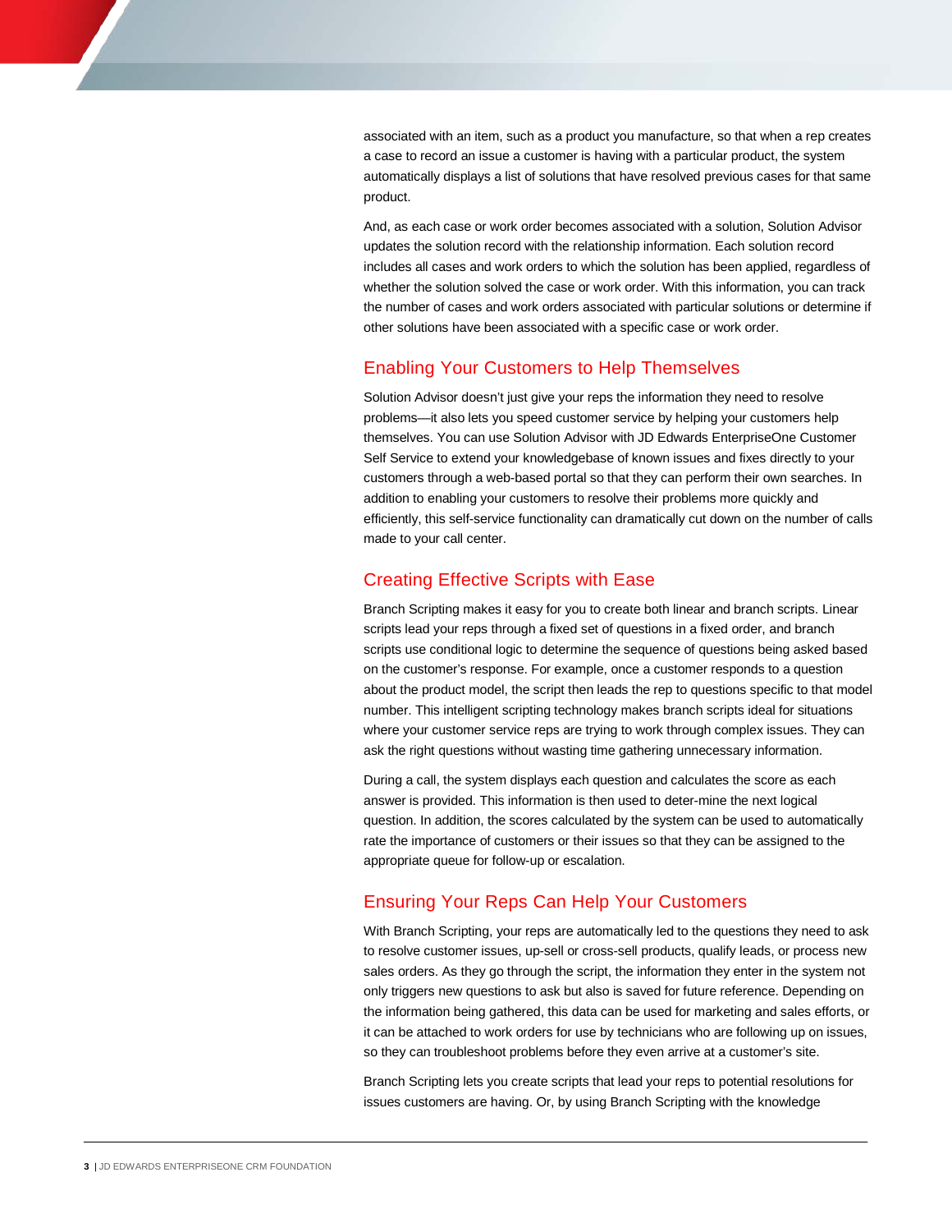associated with an item, such as a product you manufacture, so that when a rep creates a case to record an issue a customer is having with a particular product, the system automatically displays a list of solutions that have resolved previous cases for that same product.

And, as each case or work order becomes associated with a solution, Solution Advisor updates the solution record with the relationship information. Each solution record includes all cases and work orders to which the solution has been applied, regardless of whether the solution solved the case or work order. With this information, you can track the number of cases and work orders associated with particular solutions or determine if other solutions have been associated with a specific case or work order.

## Enabling Your Customers to Help Themselves

Solution Advisor doesn't just give your reps the information they need to resolve problems—it also lets you speed customer service by helping your customers help themselves. You can use Solution Advisor with JD Edwards EnterpriseOne Customer Self Service to extend your knowledgebase of known issues and fixes directly to your customers through a web-based portal so that they can perform their own searches. In addition to enabling your customers to resolve their problems more quickly and efficiently, this self-service functionality can dramatically cut down on the number of calls made to your call center.

## Creating Effective Scripts with Ease

Branch Scripting makes it easy for you to create both linear and branch scripts. Linear scripts lead your reps through a fixed set of questions in a fixed order, and branch scripts use conditional logic to determine the sequence of questions being asked based on the customer's response. For example, once a customer responds to a question about the product model, the script then leads the rep to questions specific to that model number. This intelligent scripting technology makes branch scripts ideal for situations where your customer service reps are trying to work through complex issues. They can ask the right questions without wasting time gathering unnecessary information.

During a call, the system displays each question and calculates the score as each answer is provided. This information is then used to deter-mine the next logical question. In addition, the scores calculated by the system can be used to automatically rate the importance of customers or their issues so that they can be assigned to the appropriate queue for follow-up or escalation.

## Ensuring Your Reps Can Help Your Customers

With Branch Scripting, your reps are automatically led to the questions they need to ask to resolve customer issues, up-sell or cross-sell products, qualify leads, or process new sales orders. As they go through the script, the information they enter in the system not only triggers new questions to ask but also is saved for future reference. Depending on the information being gathered, this data can be used for marketing and sales efforts, or it can be attached to work orders for use by technicians who are following up on issues, so they can troubleshoot problems before they even arrive at a customer's site.

Branch Scripting lets you create scripts that lead your reps to potential resolutions for issues customers are having. Or, by using Branch Scripting with the knowledge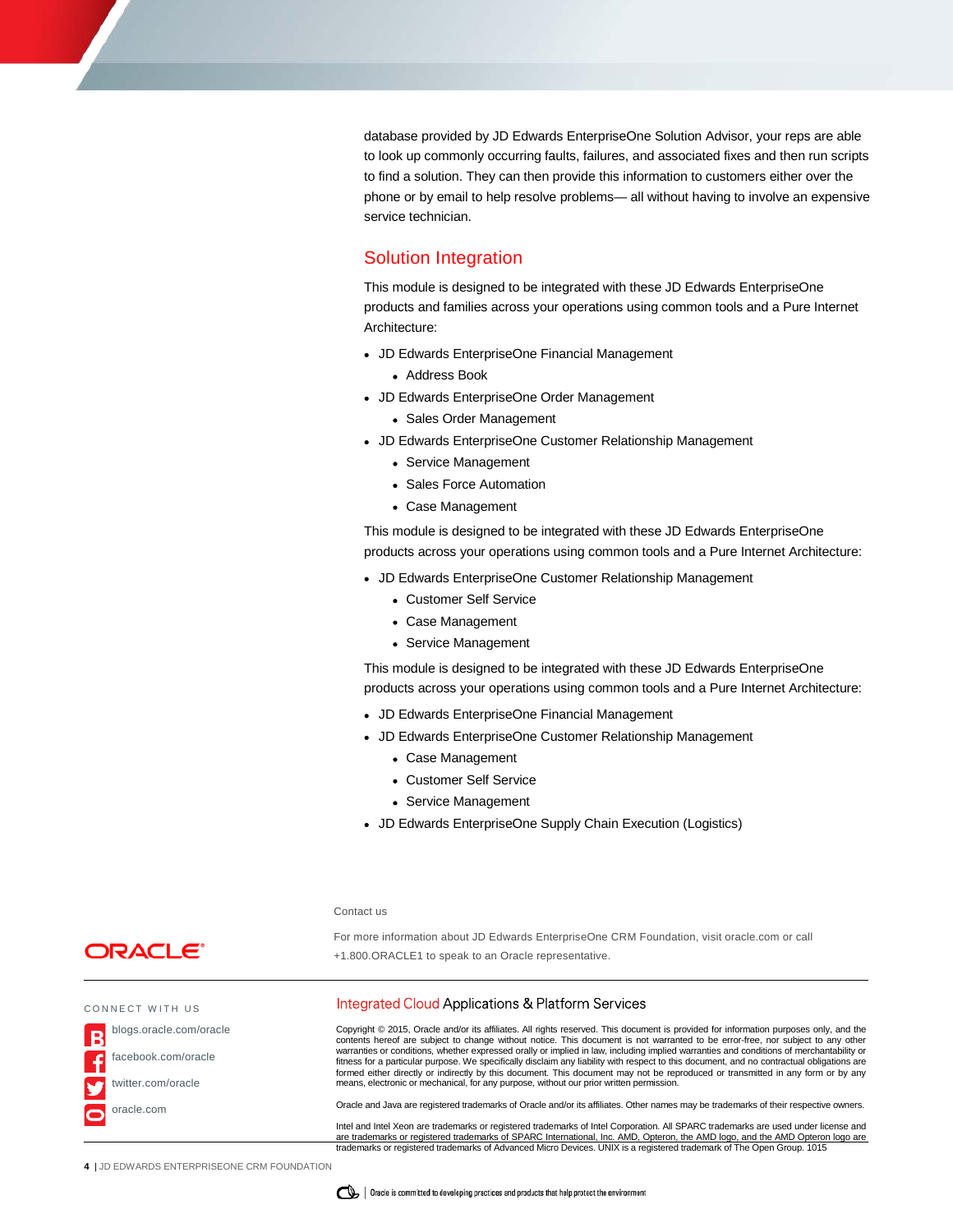database provided by JD Edwards EnterpriseOne Solution Advisor, your reps are able to look up commonly occurring faults, failures, and associated fixes and then run scripts to find a solution. They can then provide this information to customers either over the phone or by email to help resolve problems— all without having to involve an expensive service technician.

## Solution Integration

This module is designed to be integrated with these JD Edwards EnterpriseOne products and families across your operations using common tools and a Pure Internet Architecture:

- JD Edwards EnterpriseOne Financial Management
  - Address Book
- JD Edwards EnterpriseOne Order Management
  - Sales Order Management
- JD Edwards EnterpriseOne Customer Relationship Management
  - Service Management
  - Sales Force Automation
  - Case Management

This module is designed to be integrated with these JD Edwards EnterpriseOne products across your operations using common tools and a Pure Internet Architecture:

- JD Edwards EnterpriseOne Customer Relationship Management
  - Customer Self Service
  - Case Management
  - Service Management

This module is designed to be integrated with these JD Edwards EnterpriseOne products across your operations using common tools and a Pure Internet Architecture:

- JD Edwards EnterpriseOne Financial Management
- JD Edwards EnterpriseOne Customer Relationship Management
  - Case Management
  - Customer Self Service
  - Service Management
- JD Edwards EnterpriseOne Supply Chain Execution (Logistics)

Contact us

For more information about JD Edwards EnterpriseOne CRM Foundation, visit oracle.com or call +1.800.ORACLE1 to speak to an Oracle representative.

ORACLE

CONNECT WITH US

- blogs.oracle.com/oracle
- facebook.com/oracle
- twitter.com/oracle
- oracle.com

Integrated Cloud Applications & Platform Services

Copyright © 2015, Oracle and/or its affiliates. All rights reserved. This document is provided for information purposes only, and the contents hereof are subject to change without notice. This document is not warranted to be error-free, nor subject to any other warranties or conditions, whether expressed orally or implied in law, including implied warranties and conditions of merchantability or fitness for a particular purpose. We specifically disclaim any liability with respect to this document, and no contractual obligations are formed either directly or indirectly by this document. This document may not be reproduced or transmitted in any form or by any means, electronic or mechanical, for any purpose, without our prior written permission.

Oracle and Java are registered trademarks of Oracle and/or its affiliates. Other names may be trademarks of their respective owners.

Intel and Intel Xeon are trademarks or registered trademarks of Intel Corporation. All SPARC trademarks are used under license and are trademarks or registered trademarks of SPARC International, Inc. AMD, Opteron, the AMD logo, and the AMD Opteron logo are trademarks or registered trademarks of Advanced Micro Devices. UNIX is a registered trademark of The Open Group. 1015

Oracle is committed to developing practices and products that help protect the environment